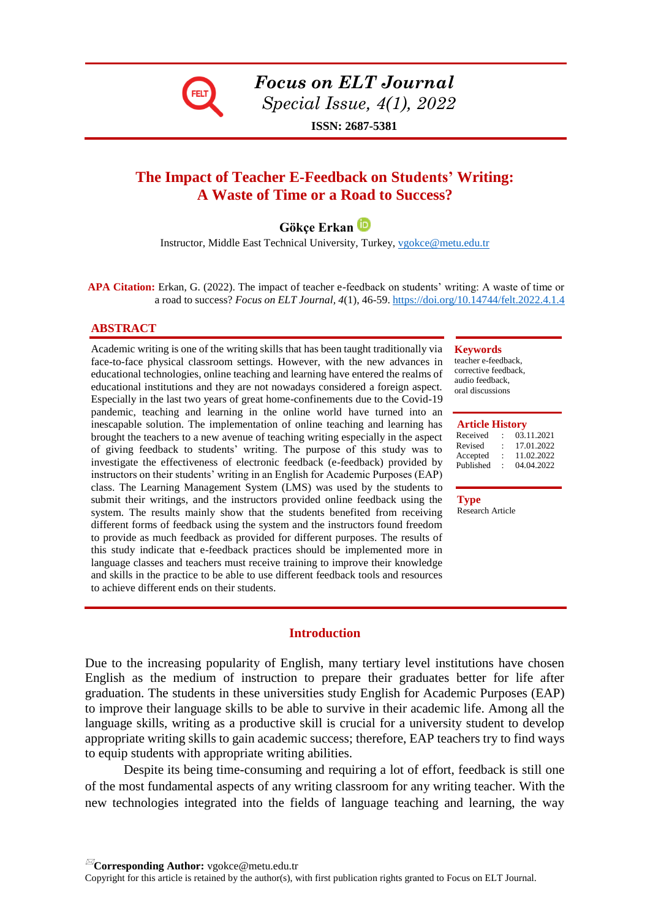# Focus on ELT Journal

*Special Issue, 4(1), 2022*

**ISSN: 2687-5381**

## The Impact of Teacher E-Feedback on Students' Writing: A Waste of Time or a Road to Success?

**Gökçe Erkan**

Instructor, Middle East Technical University, Turkey, vgokce@metu.edu.tr

**APA Citation:** Erkan, G. (2022). The impact of teacher e-feedback on students' writing: A waste of time or a road to success? *Focus on ELT Journal, 4*(1), 46-59. https://doi.org/10.14744/felt.2022.4.1.4

### ABSTRACT

Academic writing is one of the writing skills that has been taught traditionally via face-to-face physical classroom settings. However, with the new advances in educational technologies, online teaching and learning have entered the realms of educational institutions and they are not nowadays considered a foreign aspect. Especially in the last two years of great home-confinements due to the Covid-19 pandemic, teaching and learning in the online world have turned into an inescapable solution. The implementation of online teaching and learning has brought the teachers to a new avenue of teaching writing especially in the aspect of giving feedback to students' writing. The purpose of this study was to investigate the effectiveness of electronic feedback (e-feedback) provided by instructors on their students' writing in an English for Academic Purposes (EAP) class. The Learning Management System (LMS) was used by the students to submit their writings, and the instructors provided online feedback using the system. The results mainly show that the students benefited from receiving different forms of feedback using the system and the instructors found freedom to provide as much feedback as provided for different purposes. The results of this study indicate that e-feedback practices should be implemented more in language classes and teachers must receive training to improve their knowledge and skills in the practice to be able to use different feedback tools and resources to achieve different ends on their students.

**Keywords**
teacher e-feedback, corrective feedback, audio feedback, oral discussions

**Article History**

| | | |
|---|---|---|
| Received | : | 03.11.2021 |
| Revised | : | 17.01.2022 |
| Accepted | : | 11.02.2022 |
| Published | : | 04.04.2022 |

**Type**
Research Article

## Introduction

Due to the increasing popularity of English, many tertiary level institutions have chosen English as the medium of instruction to prepare their graduates better for life after graduation. The students in these universities study English for Academic Purposes (EAP) to improve their language skills to be able to survive in their academic life. Among all the language skills, writing as a productive skill is crucial for a university student to develop appropriate writing skills to gain academic success; therefore, EAP teachers try to find ways to equip students with appropriate writing abilities.

Despite its being time-consuming and requiring a lot of effort, feedback is still one of the most fundamental aspects of any writing classroom for any writing teacher. With the new technologies integrated into the fields of language teaching and learning, the way

**Corresponding Author:** vgokce@metu.edu.tr
Copyright for this article is retained by the author(s), with first publication rights granted to Focus on ELT Journal.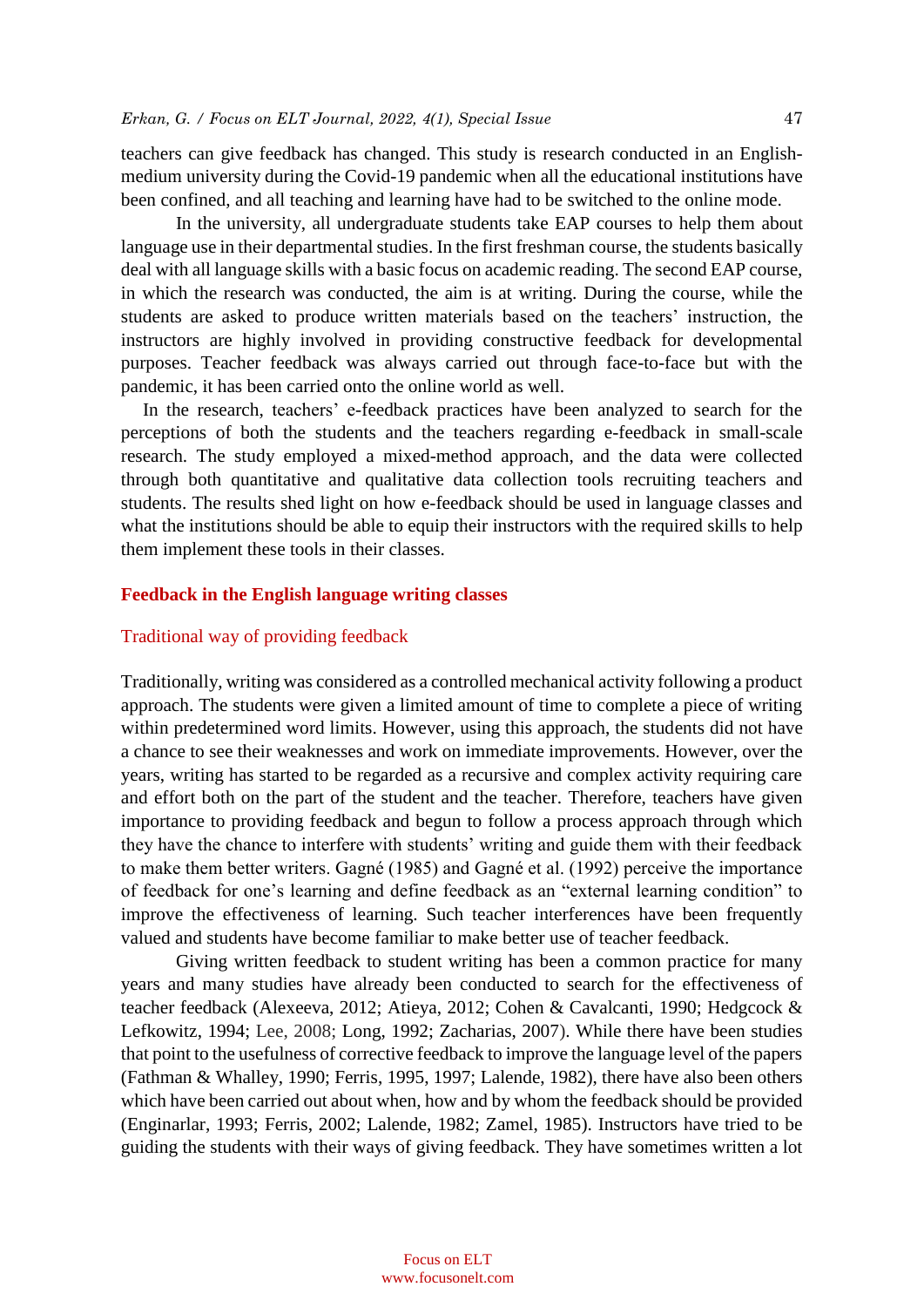teachers can give feedback has changed. This study is research conducted in an English-medium university during the Covid-19 pandemic when all the educational institutions have been confined, and all teaching and learning have had to be switched to the online mode.

In the university, all undergraduate students take EAP courses to help them about language use in their departmental studies. In the first freshman course, the students basically deal with all language skills with a basic focus on academic reading. The second EAP course, in which the research was conducted, the aim is at writing. During the course, while the students are asked to produce written materials based on the teachers' instruction, the instructors are highly involved in providing constructive feedback for developmental purposes. Teacher feedback was always carried out through face-to-face but with the pandemic, it has been carried onto the online world as well.

In the research, teachers' e-feedback practices have been analyzed to search for the perceptions of both the students and the teachers regarding e-feedback in small-scale research. The study employed a mixed-method approach, and the data were collected through both quantitative and qualitative data collection tools recruiting teachers and students. The results shed light on how e-feedback should be used in language classes and what the institutions should be able to equip their instructors with the required skills to help them implement these tools in their classes.

## Feedback in the English language writing classes

### Traditional way of providing feedback

Traditionally, writing was considered as a controlled mechanical activity following a product approach. The students were given a limited amount of time to complete a piece of writing within predetermined word limits. However, using this approach, the students did not have a chance to see their weaknesses and work on immediate improvements. However, over the years, writing has started to be regarded as a recursive and complex activity requiring care and effort both on the part of the student and the teacher. Therefore, teachers have given importance to providing feedback and begun to follow a process approach through which they have the chance to interfere with students' writing and guide them with their feedback to make them better writers. Gagné (1985) and Gagné et al. (1992) perceive the importance of feedback for one's learning and define feedback as an "external learning condition" to improve the effectiveness of learning. Such teacher interferences have been frequently valued and students have become familiar to make better use of teacher feedback.

Giving written feedback to student writing has been a common practice for many years and many studies have already been conducted to search for the effectiveness of teacher feedback (Alexeeva, 2012; Atieya, 2012; Cohen & Cavalcanti, 1990; Hedgcock & Lefkowitz, 1994; Lee, 2008; Long, 1992; Zacharias, 2007). While there have been studies that point to the usefulness of corrective feedback to improve the language level of the papers (Fathman & Whalley, 1990; Ferris, 1995, 1997; Lalende, 1982), there have also been others which have been carried out about when, how and by whom the feedback should be provided (Enginarlar, 1993; Ferris, 2002; Lalende, 1982; Zamel, 1985). Instructors have tried to be guiding the students with their ways of giving feedback. They have sometimes written a lot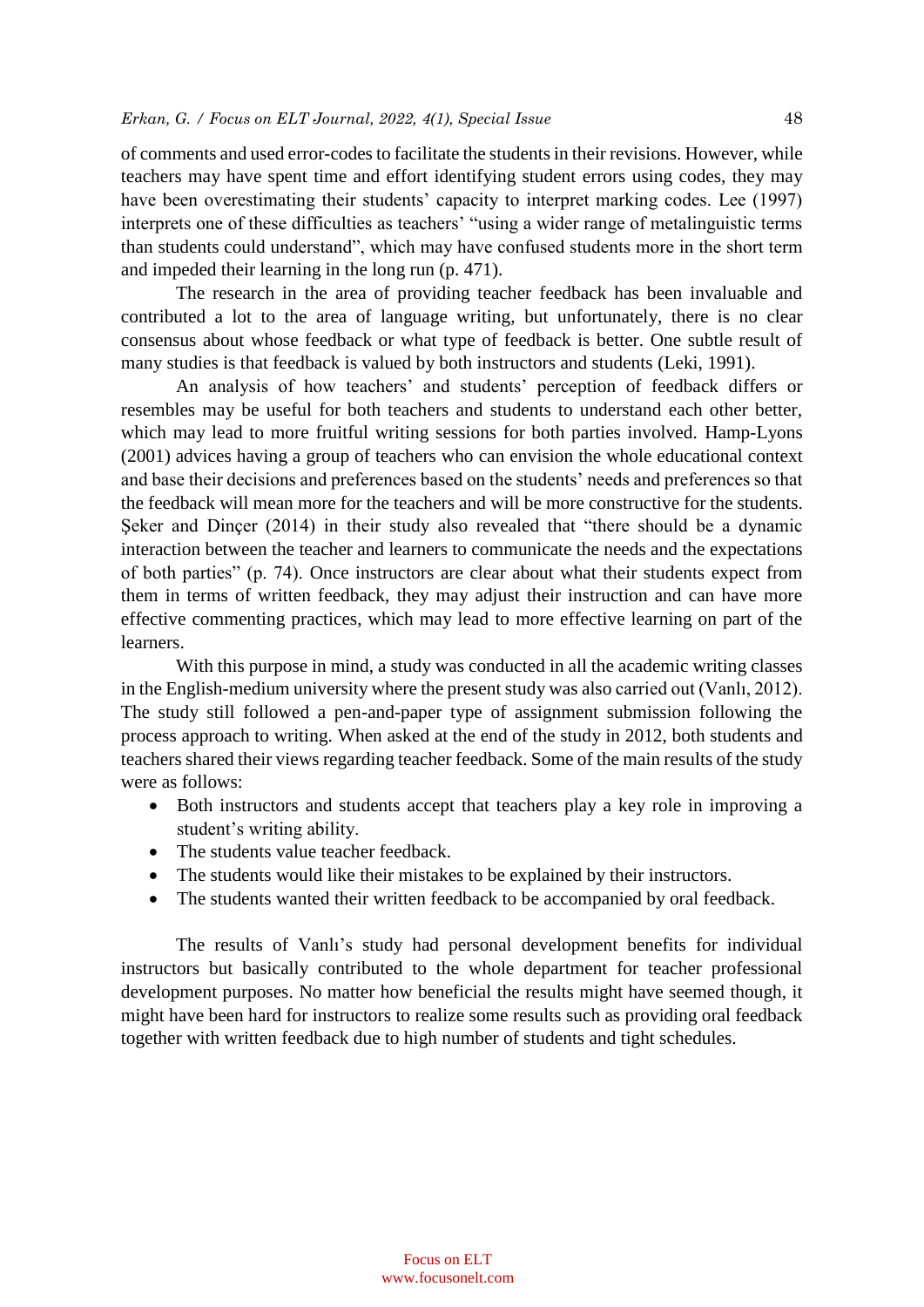of comments and used error-codes to facilitate the students in their revisions. However, while teachers may have spent time and effort identifying student errors using codes, they may have been overestimating their students' capacity to interpret marking codes. Lee (1997) interprets one of these difficulties as teachers' "using a wider range of metalinguistic terms than students could understand", which may have confused students more in the short term and impeded their learning in the long run (p. 471).

The research in the area of providing teacher feedback has been invaluable and contributed a lot to the area of language writing, but unfortunately, there is no clear consensus about whose feedback or what type of feedback is better. One subtle result of many studies is that feedback is valued by both instructors and students (Leki, 1991).

An analysis of how teachers' and students' perception of feedback differs or resembles may be useful for both teachers and students to understand each other better, which may lead to more fruitful writing sessions for both parties involved. Hamp-Lyons (2001) advices having a group of teachers who can envision the whole educational context and base their decisions and preferences based on the students' needs and preferences so that the feedback will mean more for the teachers and will be more constructive for the students. Şeker and Dinçer (2014) in their study also revealed that "there should be a dynamic interaction between the teacher and learners to communicate the needs and the expectations of both parties" (p. 74). Once instructors are clear about what their students expect from them in terms of written feedback, they may adjust their instruction and can have more effective commenting practices, which may lead to more effective learning on part of the learners.

With this purpose in mind, a study was conducted in all the academic writing classes in the English-medium university where the present study was also carried out (Vanlı, 2012). The study still followed a pen-and-paper type of assignment submission following the process approach to writing. When asked at the end of the study in 2012, both students and teachers shared their views regarding teacher feedback. Some of the main results of the study were as follows:

- Both instructors and students accept that teachers play a key role in improving a student's writing ability.
- The students value teacher feedback.
- The students would like their mistakes to be explained by their instructors.
- The students wanted their written feedback to be accompanied by oral feedback.

The results of Vanlı's study had personal development benefits for individual instructors but basically contributed to the whole department for teacher professional development purposes. No matter how beneficial the results might have seemed though, it might have been hard for instructors to realize some results such as providing oral feedback together with written feedback due to high number of students and tight schedules.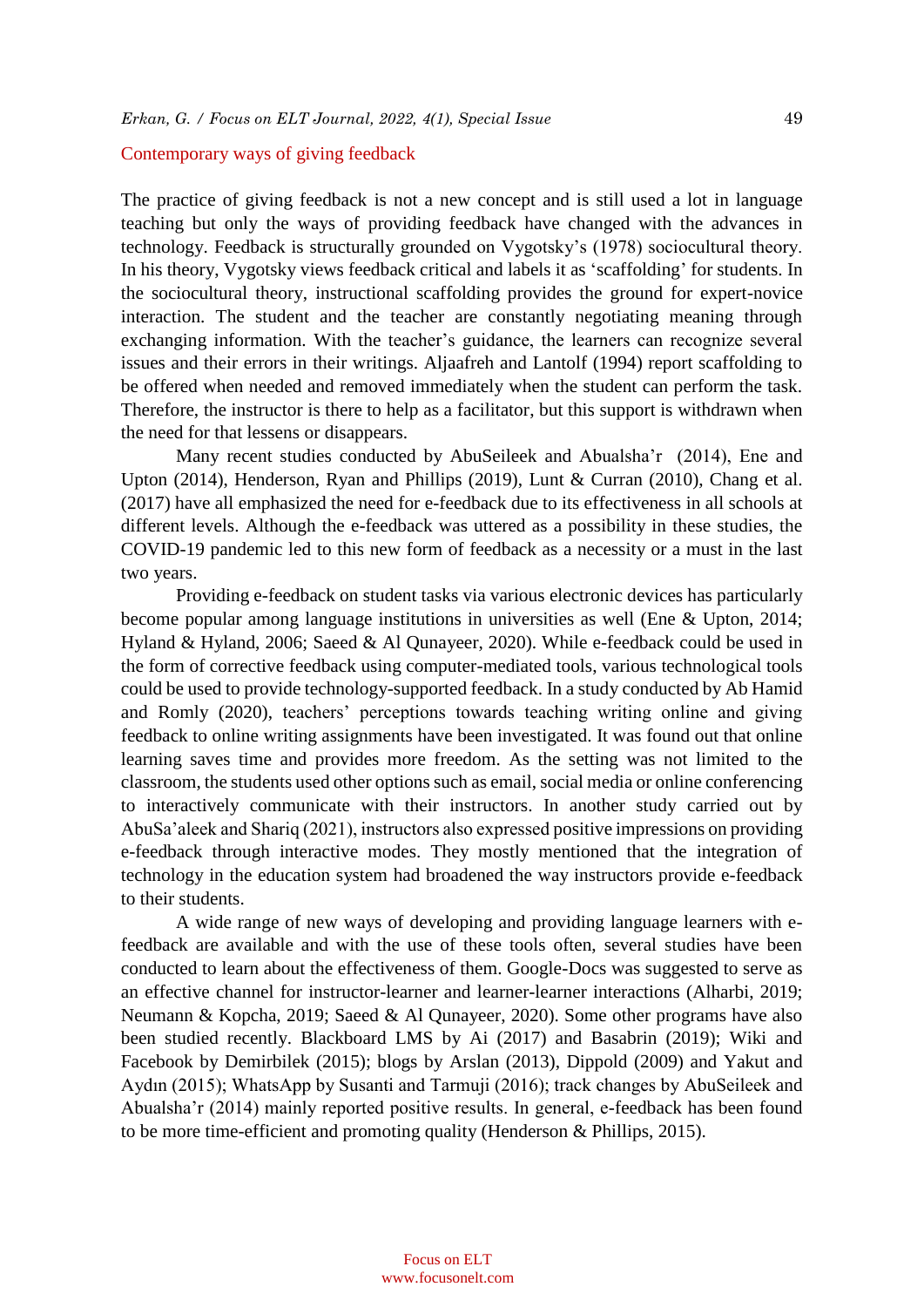## Contemporary ways of giving feedback

The practice of giving feedback is not a new concept and is still used a lot in language teaching but only the ways of providing feedback have changed with the advances in technology. Feedback is structurally grounded on Vygotsky's (1978) sociocultural theory. In his theory, Vygotsky views feedback critical and labels it as 'scaffolding' for students. In the sociocultural theory, instructional scaffolding provides the ground for expert-novice interaction. The student and the teacher are constantly negotiating meaning through exchanging information. With the teacher's guidance, the learners can recognize several issues and their errors in their writings. Aljaafreh and Lantolf (1994) report scaffolding to be offered when needed and removed immediately when the student can perform the task. Therefore, the instructor is there to help as a facilitator, but this support is withdrawn when the need for that lessens or disappears.

Many recent studies conducted by AbuSeileek and Abualsha'r (2014), Ene and Upton (2014), Henderson, Ryan and Phillips (2019), Lunt & Curran (2010), Chang et al. (2017) have all emphasized the need for e-feedback due to its effectiveness in all schools at different levels. Although the e-feedback was uttered as a possibility in these studies, the COVID-19 pandemic led to this new form of feedback as a necessity or a must in the last two years.

Providing e-feedback on student tasks via various electronic devices has particularly become popular among language institutions in universities as well (Ene & Upton, 2014; Hyland & Hyland, 2006; Saeed & Al Qunayeer, 2020). While e-feedback could be used in the form of corrective feedback using computer-mediated tools, various technological tools could be used to provide technology-supported feedback. In a study conducted by Ab Hamid and Romly (2020), teachers' perceptions towards teaching writing online and giving feedback to online writing assignments have been investigated. It was found out that online learning saves time and provides more freedom. As the setting was not limited to the classroom, the students used other options such as email, social media or online conferencing to interactively communicate with their instructors. In another study carried out by AbuSa'aleek and Shariq (2021), instructors also expressed positive impressions on providing e-feedback through interactive modes. They mostly mentioned that the integration of technology in the education system had broadened the way instructors provide e-feedback to their students.

A wide range of new ways of developing and providing language learners with e-feedback are available and with the use of these tools often, several studies have been conducted to learn about the effectiveness of them. Google-Docs was suggested to serve as an effective channel for instructor-learner and learner-learner interactions (Alharbi, 2019; Neumann & Kopcha, 2019; Saeed & Al Qunayeer, 2020). Some other programs have also been studied recently. Blackboard LMS by Ai (2017) and Basabrin (2019); Wiki and Facebook by Demirbilek (2015); blogs by Arslan (2013), Dippold (2009) and Yakut and Aydın (2015); WhatsApp by Susanti and Tarmuji (2016); track changes by AbuSeileek and Abualsha'r (2014) mainly reported positive results. In general, e-feedback has been found to be more time-efficient and promoting quality (Henderson & Phillips, 2015).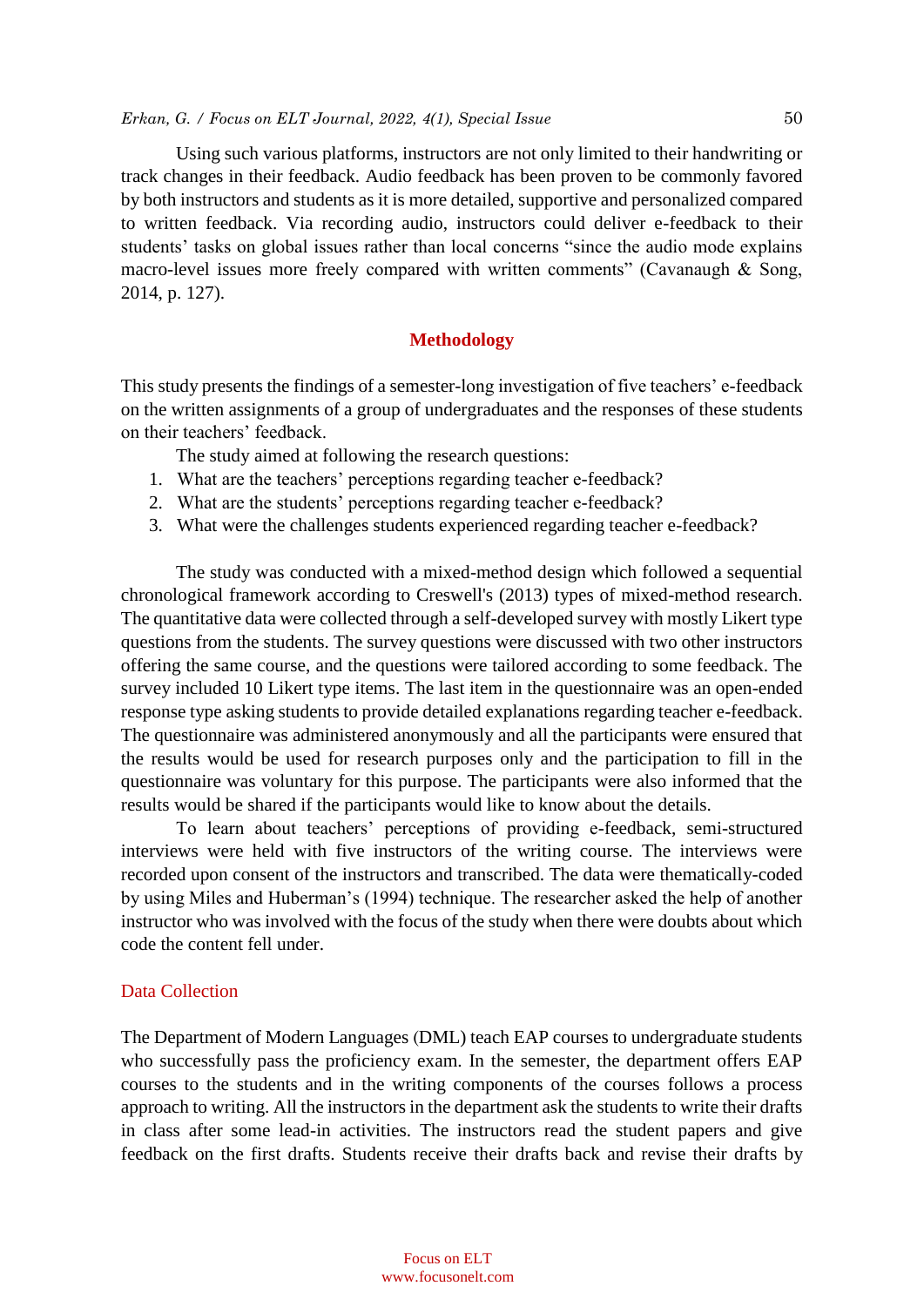Using such various platforms, instructors are not only limited to their handwriting or track changes in their feedback. Audio feedback has been proven to be commonly favored by both instructors and students as it is more detailed, supportive and personalized compared to written feedback. Via recording audio, instructors could deliver e-feedback to their students' tasks on global issues rather than local concerns "since the audio mode explains macro-level issues more freely compared with written comments" (Cavanaugh & Song, 2014, p. 127).

## Methodology

This study presents the findings of a semester-long investigation of five teachers' e-feedback on the written assignments of a group of undergraduates and the responses of these students on their teachers' feedback.

The study aimed at following the research questions:

1. What are the teachers' perceptions regarding teacher e-feedback?
2. What are the students' perceptions regarding teacher e-feedback?
3. What were the challenges students experienced regarding teacher e-feedback?

The study was conducted with a mixed-method design which followed a sequential chronological framework according to Creswell's (2013) types of mixed-method research. The quantitative data were collected through a self-developed survey with mostly Likert type questions from the students. The survey questions were discussed with two other instructors offering the same course, and the questions were tailored according to some feedback. The survey included 10 Likert type items. The last item in the questionnaire was an open-ended response type asking students to provide detailed explanations regarding teacher e-feedback. The questionnaire was administered anonymously and all the participants were ensured that the results would be used for research purposes only and the participation to fill in the questionnaire was voluntary for this purpose. The participants were also informed that the results would be shared if the participants would like to know about the details.

To learn about teachers' perceptions of providing e-feedback, semi-structured interviews were held with five instructors of the writing course. The interviews were recorded upon consent of the instructors and transcribed. The data were thematically-coded by using Miles and Huberman's (1994) technique. The researcher asked the help of another instructor who was involved with the focus of the study when there were doubts about which code the content fell under.

### Data Collection

The Department of Modern Languages (DML) teach EAP courses to undergraduate students who successfully pass the proficiency exam. In the semester, the department offers EAP courses to the students and in the writing components of the courses follows a process approach to writing. All the instructors in the department ask the students to write their drafts in class after some lead-in activities. The instructors read the student papers and give feedback on the first drafts. Students receive their drafts back and revise their drafts by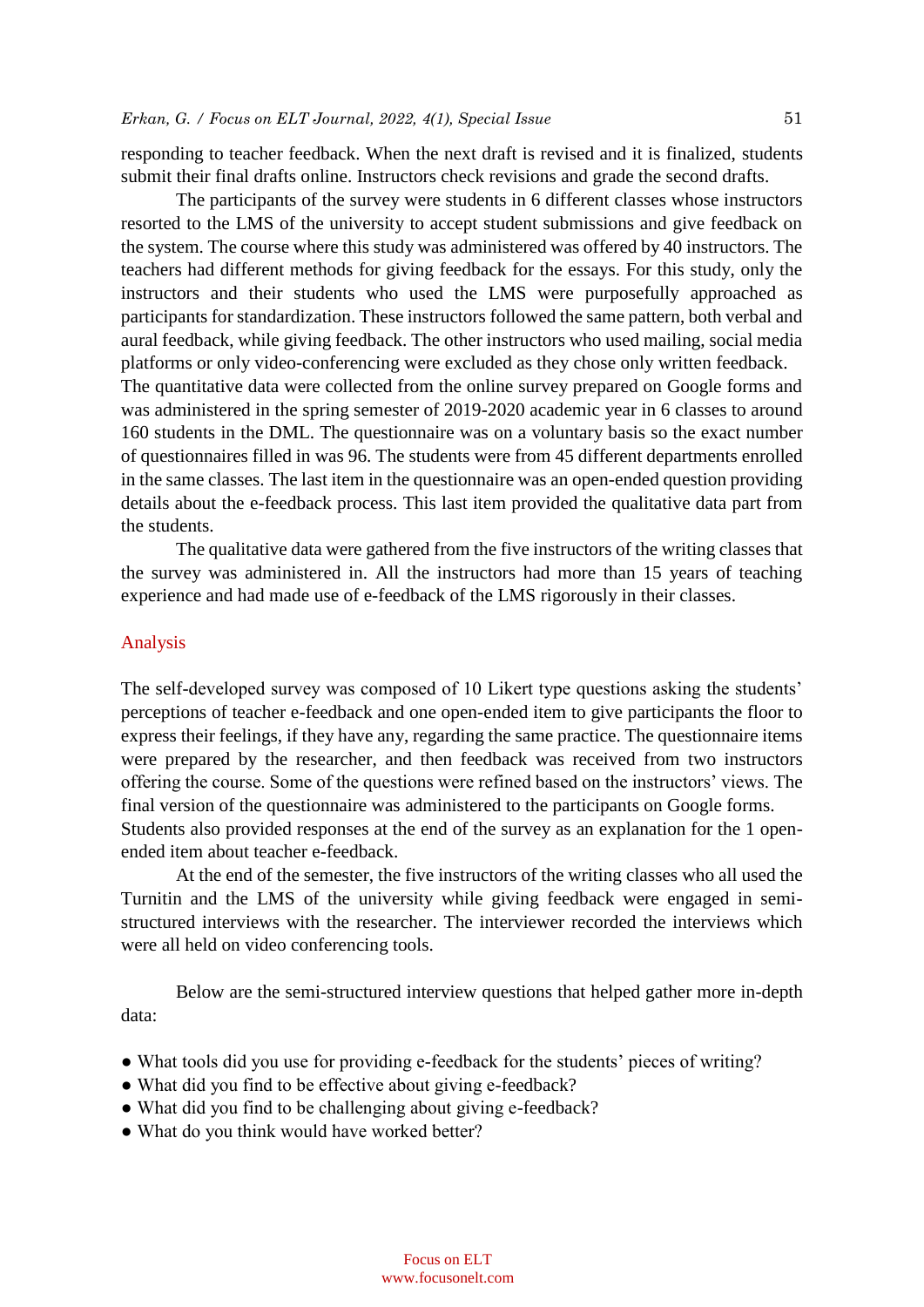responding to teacher feedback. When the next draft is revised and it is finalized, students submit their final drafts online. Instructors check revisions and grade the second drafts.

The participants of the survey were students in 6 different classes whose instructors resorted to the LMS of the university to accept student submissions and give feedback on the system. The course where this study was administered was offered by 40 instructors. The teachers had different methods for giving feedback for the essays. For this study, only the instructors and their students who used the LMS were purposefully approached as participants for standardization. These instructors followed the same pattern, both verbal and aural feedback, while giving feedback. The other instructors who used mailing, social media platforms or only video-conferencing were excluded as they chose only written feedback.
The quantitative data were collected from the online survey prepared on Google forms and was administered in the spring semester of 2019-2020 academic year in 6 classes to around 160 students in the DML. The questionnaire was on a voluntary basis so the exact number of questionnaires filled in was 96. The students were from 45 different departments enrolled in the same classes. The last item in the questionnaire was an open-ended question providing details about the e-feedback process. This last item provided the qualitative data part from the students.

The qualitative data were gathered from the five instructors of the writing classes that the survey was administered in. All the instructors had more than 15 years of teaching experience and had made use of e-feedback of the LMS rigorously in their classes.

## Analysis

The self-developed survey was composed of 10 Likert type questions asking the students' perceptions of teacher e-feedback and one open-ended item to give participants the floor to express their feelings, if they have any, regarding the same practice. The questionnaire items were prepared by the researcher, and then feedback was received from two instructors offering the course. Some of the questions were refined based on the instructors' views. The final version of the questionnaire was administered to the participants on Google forms.
Students also provided responses at the end of the survey as an explanation for the 1 open-ended item about teacher e-feedback.

At the end of the semester, the five instructors of the writing classes who all used the Turnitin and the LMS of the university while giving feedback were engaged in semi-structured interviews with the researcher. The interviewer recorded the interviews which were all held on video conferencing tools.

Below are the semi-structured interview questions that helped gather more in-depth data:

- What tools did you use for providing e-feedback for the students' pieces of writing?
- What did you find to be effective about giving e-feedback?
- What did you find to be challenging about giving e-feedback?
- What do you think would have worked better?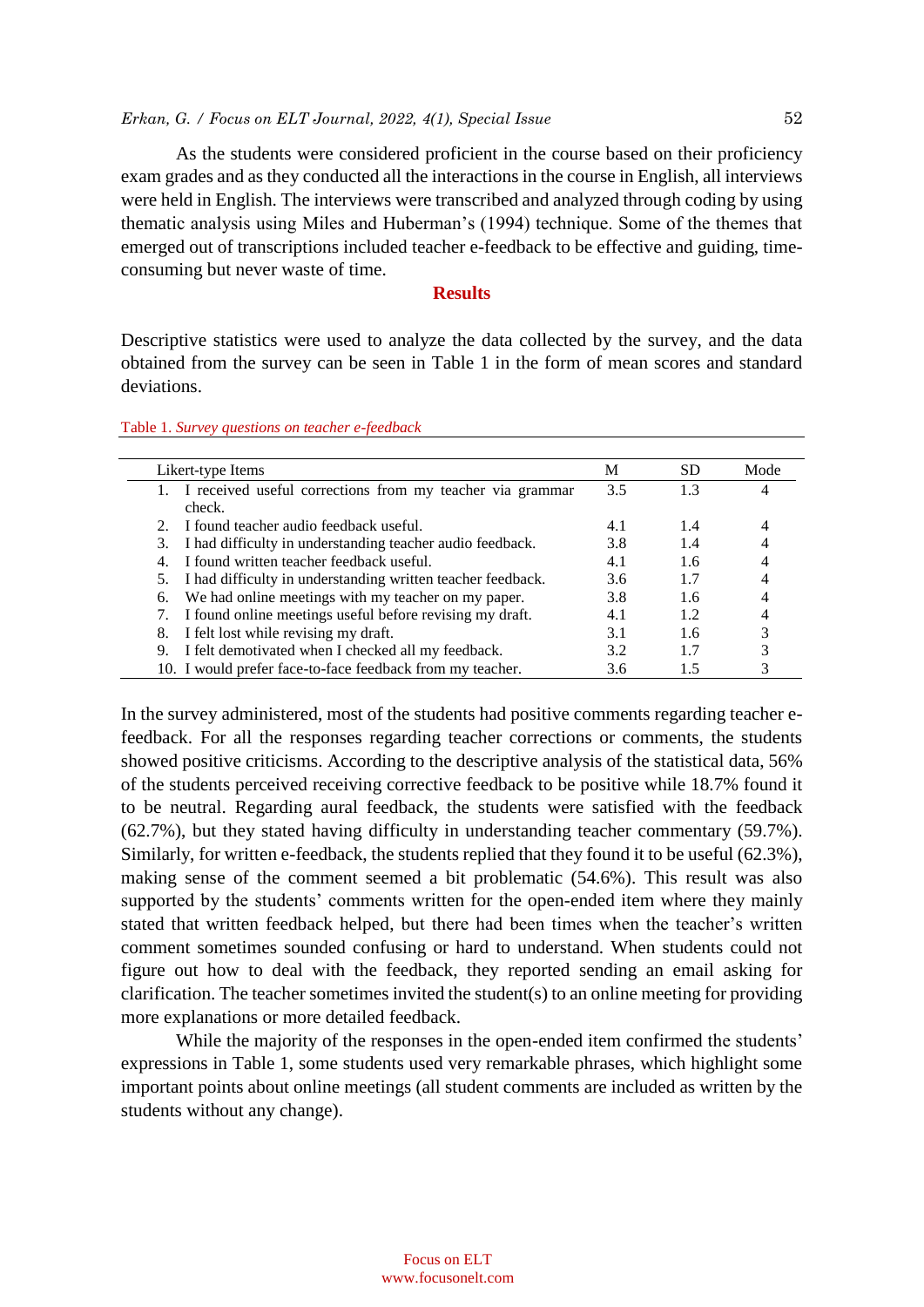As the students were considered proficient in the course based on their proficiency exam grades and as they conducted all the interactions in the course in English, all interviews were held in English. The interviews were transcribed and analyzed through coding by using thematic analysis using Miles and Huberman's (1994) technique. Some of the themes that emerged out of transcriptions included teacher e-feedback to be effective and guiding, time-consuming but never waste of time.

## Results

Descriptive statistics were used to analyze the data collected by the survey, and the data obtained from the survey can be seen in Table 1 in the form of mean scores and standard deviations.

Table 1. *Survey questions on teacher e-feedback*

| Likert-type Items | M | SD | Mode |
|---|---|---|---|
| 1. I received useful corrections from my teacher via grammar check. | 3.5 | 1.3 | 4 |
| 2. I found teacher audio feedback useful. | 4.1 | 1.4 | 4 |
| 3. I had difficulty in understanding teacher audio feedback. | 3.8 | 1.4 | 4 |
| 4. I found written teacher feedback useful. | 4.1 | 1.6 | 4 |
| 5. I had difficulty in understanding written teacher feedback. | 3.6 | 1.7 | 4 |
| 6. We had online meetings with my teacher on my paper. | 3.8 | 1.6 | 4 |
| 7. I found online meetings useful before revising my draft. | 4.1 | 1.2 | 4 |
| 8. I felt lost while revising my draft. | 3.1 | 1.6 | 3 |
| 9. I felt demotivated when I checked all my feedback. | 3.2 | 1.7 | 3 |
| 10. I would prefer face-to-face feedback from my teacher. | 3.6 | 1.5 | 3 |

In the survey administered, most of the students had positive comments regarding teacher e-feedback. For all the responses regarding teacher corrections or comments, the students showed positive criticisms. According to the descriptive analysis of the statistical data, 56% of the students perceived receiving corrective feedback to be positive while 18.7% found it to be neutral. Regarding aural feedback, the students were satisfied with the feedback (62.7%), but they stated having difficulty in understanding teacher commentary (59.7%). Similarly, for written e-feedback, the students replied that they found it to be useful (62.3%), making sense of the comment seemed a bit problematic (54.6%). This result was also supported by the students' comments written for the open-ended item where they mainly stated that written feedback helped, but there had been times when the teacher's written comment sometimes sounded confusing or hard to understand. When students could not figure out how to deal with the feedback, they reported sending an email asking for clarification. The teacher sometimes invited the student(s) to an online meeting for providing more explanations or more detailed feedback.

While the majority of the responses in the open-ended item confirmed the students' expressions in Table 1, some students used very remarkable phrases, which highlight some important points about online meetings (all student comments are included as written by the students without any change).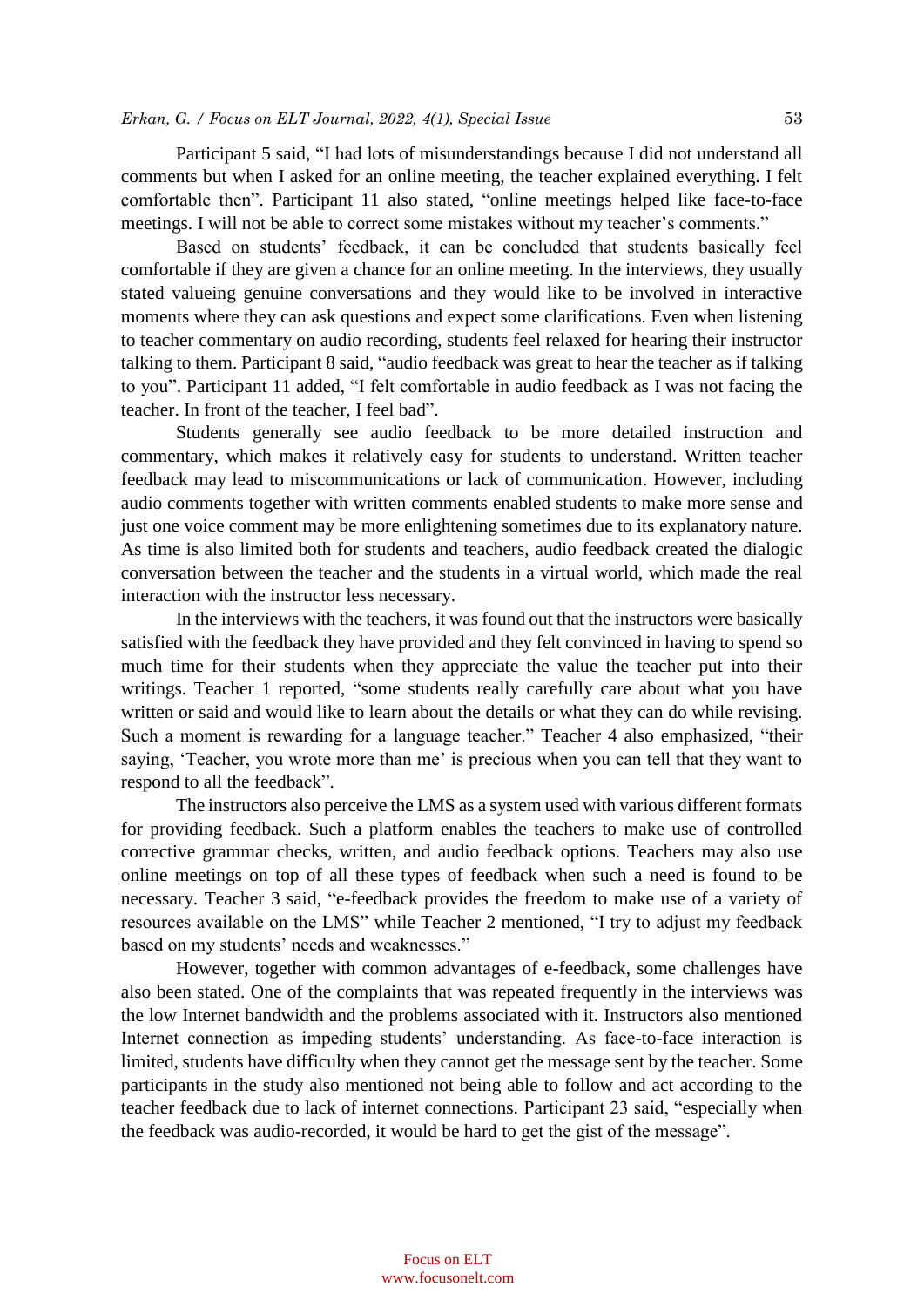Participant 5 said, "I had lots of misunderstandings because I did not understand all comments but when I asked for an online meeting, the teacher explained everything. I felt comfortable then". Participant 11 also stated, "online meetings helped like face-to-face meetings. I will not be able to correct some mistakes without my teacher's comments."

Based on students' feedback, it can be concluded that students basically feel comfortable if they are given a chance for an online meeting. In the interviews, they usually stated valueing genuine conversations and they would like to be involved in interactive moments where they can ask questions and expect some clarifications. Even when listening to teacher commentary on audio recording, students feel relaxed for hearing their instructor talking to them. Participant 8 said, "audio feedback was great to hear the teacher as if talking to you". Participant 11 added, "I felt comfortable in audio feedback as I was not facing the teacher. In front of the teacher, I feel bad".

Students generally see audio feedback to be more detailed instruction and commentary, which makes it relatively easy for students to understand. Written teacher feedback may lead to miscommunications or lack of communication. However, including audio comments together with written comments enabled students to make more sense and just one voice comment may be more enlightening sometimes due to its explanatory nature. As time is also limited both for students and teachers, audio feedback created the dialogic conversation between the teacher and the students in a virtual world, which made the real interaction with the instructor less necessary.

In the interviews with the teachers, it was found out that the instructors were basically satisfied with the feedback they have provided and they felt convinced in having to spend so much time for their students when they appreciate the value the teacher put into their writings. Teacher 1 reported, "some students really carefully care about what you have written or said and would like to learn about the details or what they can do while revising. Such a moment is rewarding for a language teacher." Teacher 4 also emphasized, "their saying, 'Teacher, you wrote more than me' is precious when you can tell that they want to respond to all the feedback".

The instructors also perceive the LMS as a system used with various different formats for providing feedback. Such a platform enables the teachers to make use of controlled corrective grammar checks, written, and audio feedback options. Teachers may also use online meetings on top of all these types of feedback when such a need is found to be necessary. Teacher 3 said, "e-feedback provides the freedom to make use of a variety of resources available on the LMS" while Teacher 2 mentioned, "I try to adjust my feedback based on my students' needs and weaknesses."

However, together with common advantages of e-feedback, some challenges have also been stated. One of the complaints that was repeated frequently in the interviews was the low Internet bandwidth and the problems associated with it. Instructors also mentioned Internet connection as impeding students' understanding. As face-to-face interaction is limited, students have difficulty when they cannot get the message sent by the teacher. Some participants in the study also mentioned not being able to follow and act according to the teacher feedback due to lack of internet connections. Participant 23 said, "especially when the feedback was audio-recorded, it would be hard to get the gist of the message".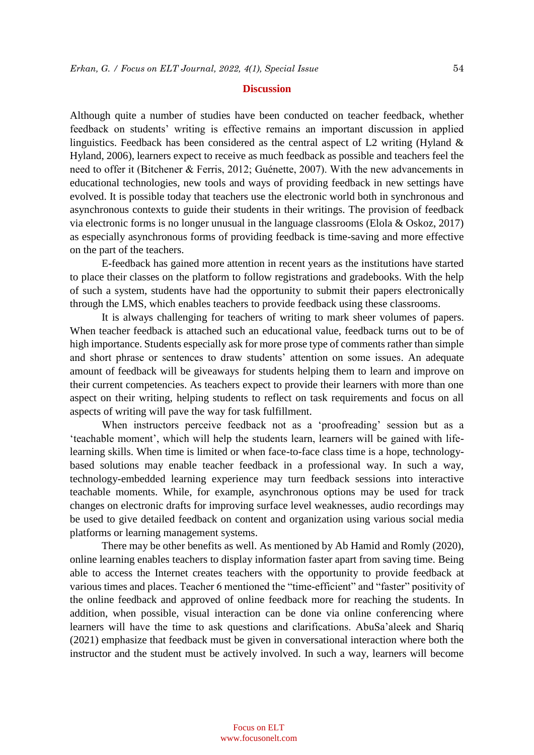## Discussion

Although quite a number of studies have been conducted on teacher feedback, whether feedback on students' writing is effective remains an important discussion in applied linguistics. Feedback has been considered as the central aspect of L2 writing (Hyland & Hyland, 2006), learners expect to receive as much feedback as possible and teachers feel the need to offer it (Bitchener & Ferris, 2012; Guénette, 2007). With the new advancements in educational technologies, new tools and ways of providing feedback in new settings have evolved. It is possible today that teachers use the electronic world both in synchronous and asynchronous contexts to guide their students in their writings. The provision of feedback via electronic forms is no longer unusual in the language classrooms (Elola & Oskoz, 2017) as especially asynchronous forms of providing feedback is time-saving and more effective on the part of the teachers.

E-feedback has gained more attention in recent years as the institutions have started to place their classes on the platform to follow registrations and gradebooks. With the help of such a system, students have had the opportunity to submit their papers electronically through the LMS, which enables teachers to provide feedback using these classrooms.

It is always challenging for teachers of writing to mark sheer volumes of papers. When teacher feedback is attached such an educational value, feedback turns out to be of high importance. Students especially ask for more prose type of comments rather than simple and short phrase or sentences to draw students' attention on some issues. An adequate amount of feedback will be giveaways for students helping them to learn and improve on their current competencies. As teachers expect to provide their learners with more than one aspect on their writing, helping students to reflect on task requirements and focus on all aspects of writing will pave the way for task fulfillment.

When instructors perceive feedback not as a 'proofreading' session but as a 'teachable moment', which will help the students learn, learners will be gained with life-learning skills. When time is limited or when face-to-face class time is a hope, technology-based solutions may enable teacher feedback in a professional way. In such a way, technology-embedded learning experience may turn feedback sessions into interactive teachable moments. While, for example, asynchronous options may be used for track changes on electronic drafts for improving surface level weaknesses, audio recordings may be used to give detailed feedback on content and organization using various social media platforms or learning management systems.

There may be other benefits as well. As mentioned by Ab Hamid and Romly (2020), online learning enables teachers to display information faster apart from saving time. Being able to access the Internet creates teachers with the opportunity to provide feedback at various times and places. Teacher 6 mentioned the "time-efficient" and "faster" positivity of the online feedback and approved of online feedback more for reaching the students. In addition, when possible, visual interaction can be done via online conferencing where learners will have the time to ask questions and clarifications. AbuSa'aleek and Shariq (2021) emphasize that feedback must be given in conversational interaction where both the instructor and the student must be actively involved. In such a way, learners will become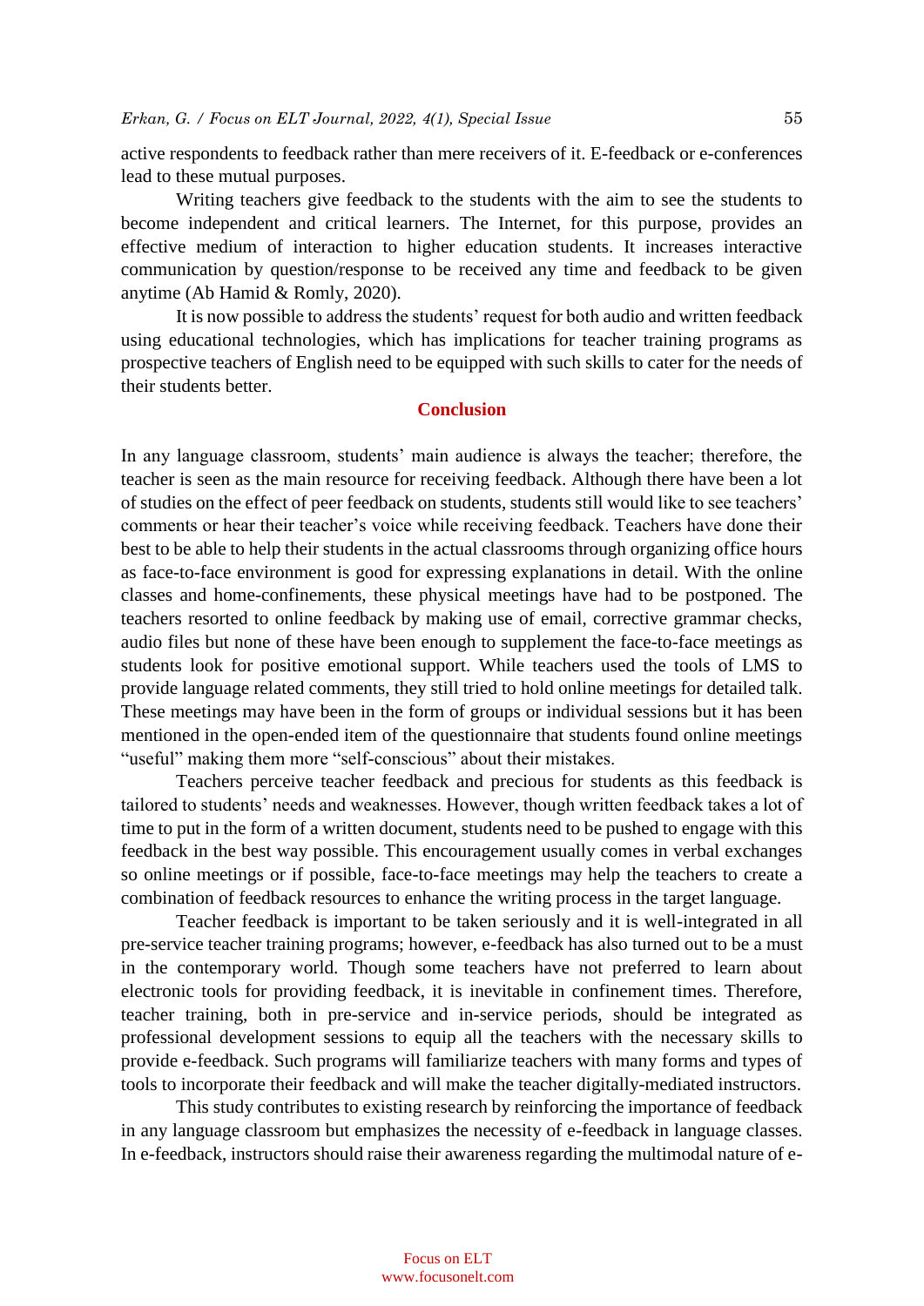active respondents to feedback rather than mere receivers of it. E-feedback or e-conferences lead to these mutual purposes.

Writing teachers give feedback to the students with the aim to see the students to become independent and critical learners. The Internet, for this purpose, provides an effective medium of interaction to higher education students. It increases interactive communication by question/response to be received any time and feedback to be given anytime (Ab Hamid & Romly, 2020).

It is now possible to address the students' request for both audio and written feedback using educational technologies, which has implications for teacher training programs as prospective teachers of English need to be equipped with such skills to cater for the needs of their students better.

## Conclusion

In any language classroom, students' main audience is always the teacher; therefore, the teacher is seen as the main resource for receiving feedback. Although there have been a lot of studies on the effect of peer feedback on students, students still would like to see teachers' comments or hear their teacher's voice while receiving feedback. Teachers have done their best to be able to help their students in the actual classrooms through organizing office hours as face-to-face environment is good for expressing explanations in detail. With the online classes and home-confinements, these physical meetings have had to be postponed. The teachers resorted to online feedback by making use of email, corrective grammar checks, audio files but none of these have been enough to supplement the face-to-face meetings as students look for positive emotional support. While teachers used the tools of LMS to provide language related comments, they still tried to hold online meetings for detailed talk. These meetings may have been in the form of groups or individual sessions but it has been mentioned in the open-ended item of the questionnaire that students found online meetings "useful" making them more "self-conscious" about their mistakes.

Teachers perceive teacher feedback and precious for students as this feedback is tailored to students' needs and weaknesses. However, though written feedback takes a lot of time to put in the form of a written document, students need to be pushed to engage with this feedback in the best way possible. This encouragement usually comes in verbal exchanges so online meetings or if possible, face-to-face meetings may help the teachers to create a combination of feedback resources to enhance the writing process in the target language.

Teacher feedback is important to be taken seriously and it is well-integrated in all pre-service teacher training programs; however, e-feedback has also turned out to be a must in the contemporary world. Though some teachers have not preferred to learn about electronic tools for providing feedback, it is inevitable in confinement times. Therefore, teacher training, both in pre-service and in-service periods, should be integrated as professional development sessions to equip all the teachers with the necessary skills to provide e-feedback. Such programs will familiarize teachers with many forms and types of tools to incorporate their feedback and will make the teacher digitally-mediated instructors.

This study contributes to existing research by reinforcing the importance of feedback in any language classroom but emphasizes the necessity of e-feedback in language classes. In e-feedback, instructors should raise their awareness regarding the multimodal nature of e-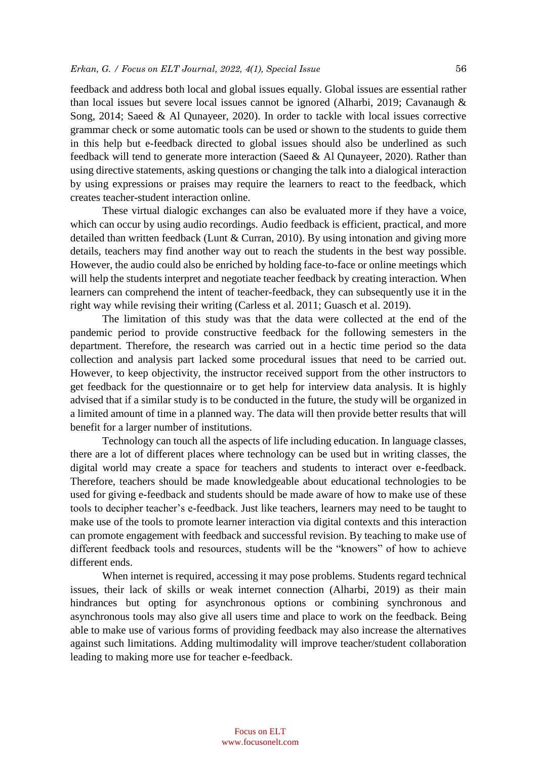feedback and address both local and global issues equally. Global issues are essential rather than local issues but severe local issues cannot be ignored (Alharbi, 2019; Cavanaugh & Song, 2014; Saeed & Al Qunayeer, 2020). In order to tackle with local issues corrective grammar check or some automatic tools can be used or shown to the students to guide them in this help but e-feedback directed to global issues should also be underlined as such feedback will tend to generate more interaction (Saeed & Al Qunayeer, 2020). Rather than using directive statements, asking questions or changing the talk into a dialogical interaction by using expressions or praises may require the learners to react to the feedback, which creates teacher-student interaction online.

These virtual dialogic exchanges can also be evaluated more if they have a voice, which can occur by using audio recordings. Audio feedback is efficient, practical, and more detailed than written feedback (Lunt & Curran, 2010). By using intonation and giving more details, teachers may find another way out to reach the students in the best way possible. However, the audio could also be enriched by holding face-to-face or online meetings which will help the students interpret and negotiate teacher feedback by creating interaction. When learners can comprehend the intent of teacher-feedback, they can subsequently use it in the right way while revising their writing (Carless et al. 2011; Guasch et al. 2019).

The limitation of this study was that the data were collected at the end of the pandemic period to provide constructive feedback for the following semesters in the department. Therefore, the research was carried out in a hectic time period so the data collection and analysis part lacked some procedural issues that need to be carried out. However, to keep objectivity, the instructor received support from the other instructors to get feedback for the questionnaire or to get help for interview data analysis. It is highly advised that if a similar study is to be conducted in the future, the study will be organized in a limited amount of time in a planned way. The data will then provide better results that will benefit for a larger number of institutions.

Technology can touch all the aspects of life including education. In language classes, there are a lot of different places where technology can be used but in writing classes, the digital world may create a space for teachers and students to interact over e-feedback. Therefore, teachers should be made knowledgeable about educational technologies to be used for giving e-feedback and students should be made aware of how to make use of these tools to decipher teacher's e-feedback. Just like teachers, learners may need to be taught to make use of the tools to promote learner interaction via digital contexts and this interaction can promote engagement with feedback and successful revision. By teaching to make use of different feedback tools and resources, students will be the "knowers" of how to achieve different ends.

When internet is required, accessing it may pose problems. Students regard technical issues, their lack of skills or weak internet connection (Alharbi, 2019) as their main hindrances but opting for asynchronous options or combining synchronous and asynchronous tools may also give all users time and place to work on the feedback. Being able to make use of various forms of providing feedback may also increase the alternatives against such limitations. Adding multimodality will improve teacher/student collaboration leading to making more use for teacher e-feedback.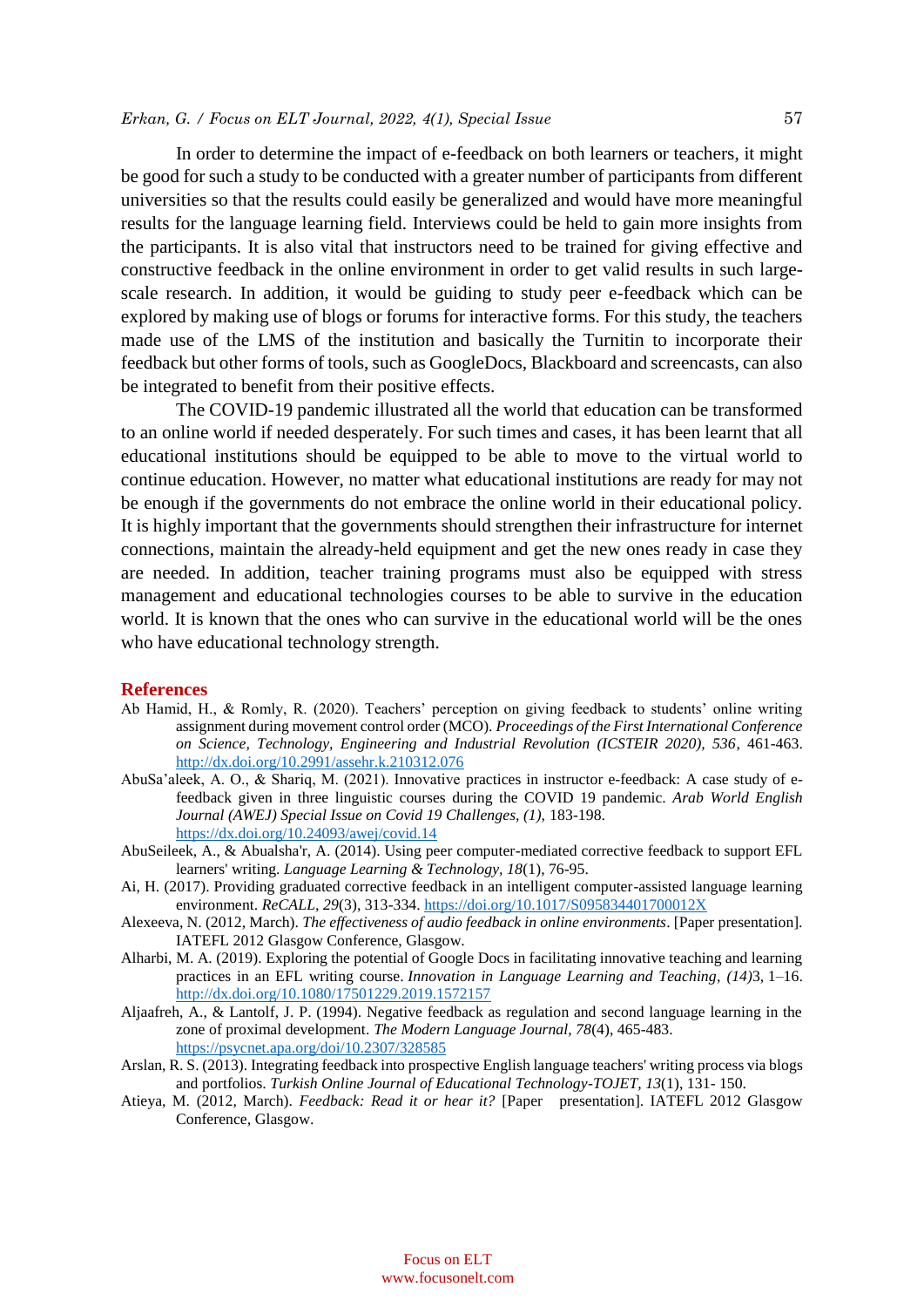In order to determine the impact of e-feedback on both learners or teachers, it might be good for such a study to be conducted with a greater number of participants from different universities so that the results could easily be generalized and would have more meaningful results for the language learning field. Interviews could be held to gain more insights from the participants. It is also vital that instructors need to be trained for giving effective and constructive feedback in the online environment in order to get valid results in such large-scale research. In addition, it would be guiding to study peer e-feedback which can be explored by making use of blogs or forums for interactive forms. For this study, the teachers made use of the LMS of the institution and basically the Turnitin to incorporate their feedback but other forms of tools, such as GoogleDocs, Blackboard and screencasts, can also be integrated to benefit from their positive effects.

The COVID-19 pandemic illustrated all the world that education can be transformed to an online world if needed desperately. For such times and cases, it has been learnt that all educational institutions should be equipped to be able to move to the virtual world to continue education. However, no matter what educational institutions are ready for may not be enough if the governments do not embrace the online world in their educational policy. It is highly important that the governments should strengthen their infrastructure for internet connections, maintain the already-held equipment and get the new ones ready in case they are needed. In addition, teacher training programs must also be equipped with stress management and educational technologies courses to be able to survive in the education world. It is known that the ones who can survive in the educational world will be the ones who have educational technology strength.

## References

Ab Hamid, H., & Romly, R. (2020). Teachers' perception on giving feedback to students' online writing assignment during movement control order (MCO). *Proceedings of the First International Conference on Science, Technology, Engineering and Industrial Revolution (ICSTEIR 2020), 536*, 461-463. http://dx.doi.org/10.2991/assehr.k.210312.076

AbuSa'aleek, A. O., & Shariq, M. (2021). Innovative practices in instructor e-feedback: A case study of e-feedback given in three linguistic courses during the COVID 19 pandemic. *Arab World English Journal (AWEJ) Special Issue on Covid 19 Challenges, (1),* 183-198. https://dx.doi.org/10.24093/awej/covid.14

AbuSeileek, A., & Abualsha'r, A. (2014). Using peer computer-mediated corrective feedback to support EFL learners' writing. *Language Learning & Technology, 18*(1), 76-95.

Ai, H. (2017). Providing graduated corrective feedback in an intelligent computer-assisted language learning environment. *ReCALL, 29*(3), 313-334. https://doi.org/10.1017/S095834401700012X

Alexeeva, N. (2012, March). *The effectiveness of audio feedback in online environments*. [Paper presentation]. IATEFL 2012 Glasgow Conference, Glasgow.

Alharbi, M. A. (2019). Exploring the potential of Google Docs in facilitating innovative teaching and learning practices in an EFL writing course. *Innovation in Language Learning and Teaching, (14)*3, 1–16. http://dx.doi.org/10.1080/17501229.2019.1572157

Aljaafreh, A., & Lantolf, J. P. (1994). Negative feedback as regulation and second language learning in the zone of proximal development. *The Modern Language Journal, 78*(4), 465-483. https://psycnet.apa.org/doi/10.2307/328585

Arslan, R. S. (2013). Integrating feedback into prospective English language teachers' writing process via blogs and portfolios. *Turkish Online Journal of Educational Technology-TOJET, 13*(1), 131- 150.

Atieya, M. (2012, March). *Feedback: Read it or hear it?* [Paper presentation]. IATEFL 2012 Glasgow Conference, Glasgow.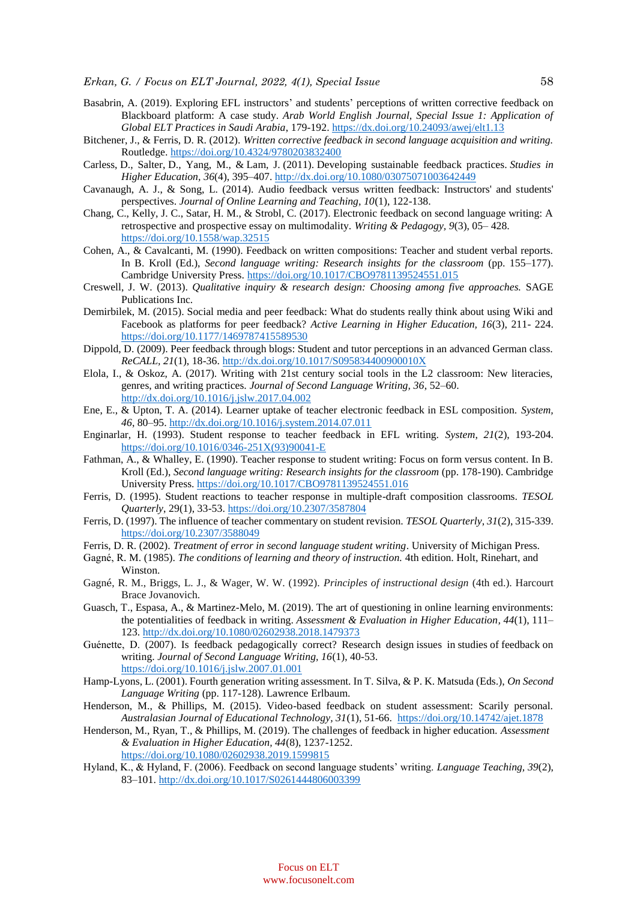Basabrin, A. (2019). Exploring EFL instructors' and students' perceptions of written corrective feedback on Blackboard platform: A case study. *Arab World English Journal, Special Issue 1: Application of Global ELT Practices in Saudi Arabia,* 179-192. https://dx.doi.org/10.24093/awej/elt1.13

Bitchener, J., & Ferris, D. R. (2012). *Written corrective feedback in second language acquisition and writing.* Routledge. https://doi.org/10.4324/9780203832400

Carless, D., Salter, D., Yang, M., & Lam, J. (2011). Developing sustainable feedback practices. *Studies in Higher Education, 36*(4), 395–407. http://dx.doi.org/10.1080/03075071003642449

Cavanaugh, A. J., & Song, L. (2014). Audio feedback versus written feedback: Instructors' and students' perspectives. *Journal of Online Learning and Teaching, 10*(1), 122-138.

Chang, C., Kelly, J. C., Satar, H. M., & Strobl, C. (2017). Electronic feedback on second language writing: A retrospective and prospective essay on multimodality. *Writing & Pedagogy, 9*(3), 05– 428. https://doi.org/10.1558/wap.32515

Cohen, A., & Cavalcanti, M. (1990). Feedback on written compositions: Teacher and student verbal reports. In B. Kroll (Ed.), *Second language writing: Research insights for the classroom* (pp. 155–177). Cambridge University Press. https://doi.org/10.1017/CBO9781139524551.015

Creswell, J. W. (2013). *Qualitative inquiry & research design: Choosing among five approaches.* SAGE Publications Inc.

Demirbilek, M. (2015). Social media and peer feedback: What do students really think about using Wiki and Facebook as platforms for peer feedback? *Active Learning in Higher Education, 16*(3), 211- 224. https://doi.org/10.1177/1469787415589530

Dippold, D. (2009). Peer feedback through blogs: Student and tutor perceptions in an advanced German class. *ReCALL, 21*(1), 18-36. http://dx.doi.org/10.1017/S095834400900010X

Elola, I., & Oskoz, A. (2017). Writing with 21st century social tools in the L2 classroom: New literacies, genres, and writing practices. *Journal of Second Language Writing, 36*, 52–60. http://dx.doi.org/10.1016/j.jslw.2017.04.002

Ene, E., & Upton, T. A. (2014). Learner uptake of teacher electronic feedback in ESL composition. *System, 46*, 80–95. http://dx.doi.org/10.1016/j.system.2014.07.011

Enginarlar, H. (1993). Student response to teacher feedback in EFL writing. *System*, *21*(2), 193-204. https://doi.org/10.1016/0346-251X(93)90041-E

Fathman, A., & Whalley, E. (1990). Teacher response to student writing: Focus on form versus content. In B. Kroll (Ed.), *Second language writing: Research insights for the classroom* (pp. 178-190). Cambridge University Press. https://doi.org/10.1017/CBO9781139524551.016

Ferris, D. (1995). Student reactions to teacher response in multiple-draft composition classrooms. *TESOL Quarterly*, 29(1), 33-53. https://doi.org/10.2307/3587804

Ferris, D. (1997). The influence of teacher commentary on student revision. *TESOL Quarterly, 31*(2), 315-339. https://doi.org/10.2307/3588049

Ferris, D. R. (2002). *Treatment of error in second language student writing*. University of Michigan Press.

Gagné, R. M. (1985). *The conditions of learning and theory of instruction.* 4th edition. Holt, Rinehart, and Winston.

Gagné, R. M., Briggs, L. J., & Wager, W. W. (1992). *Principles of instructional design* (4th ed.). Harcourt Brace Jovanovich.

Guasch, T., Espasa, A., & Martinez-Melo, M. (2019). The art of questioning in online learning environments: the potentialities of feedback in writing. *Assessment & Evaluation in Higher Education*, *44*(1), 111–123. http://dx.doi.org/10.1080/02602938.2018.1479373

Guénette, D. (2007). Is feedback pedagogically correct? Research design issues in studies of feedback on writing. *Journal of Second Language Writing, 16*(1), 40-53. https://doi.org/10.1016/j.jslw.2007.01.001

Hamp-Lyons, L. (2001). Fourth generation writing assessment. In T. Silva, & P. K. Matsuda (Eds.), *On Second Language Writing* (pp. 117-128). Lawrence Erlbaum.

Henderson, M., & Phillips, M. (2015). Video-based feedback on student assessment: Scarily personal. *Australasian Journal of Educational Technology, 31*(1), 51-66. https://doi.org/10.14742/ajet.1878

Henderson, M., Ryan, T., & Phillips, M. (2019). The challenges of feedback in higher education. *Assessment & Evaluation in Higher Education, 44*(8), 1237-1252. https://doi.org/10.1080/02602938.2019.1599815

Hyland, K., & Hyland, F. (2006). Feedback on second language students' writing. *Language Teaching, 39*(2), 83–101. http://dx.doi.org/10.1017/S0261444806003399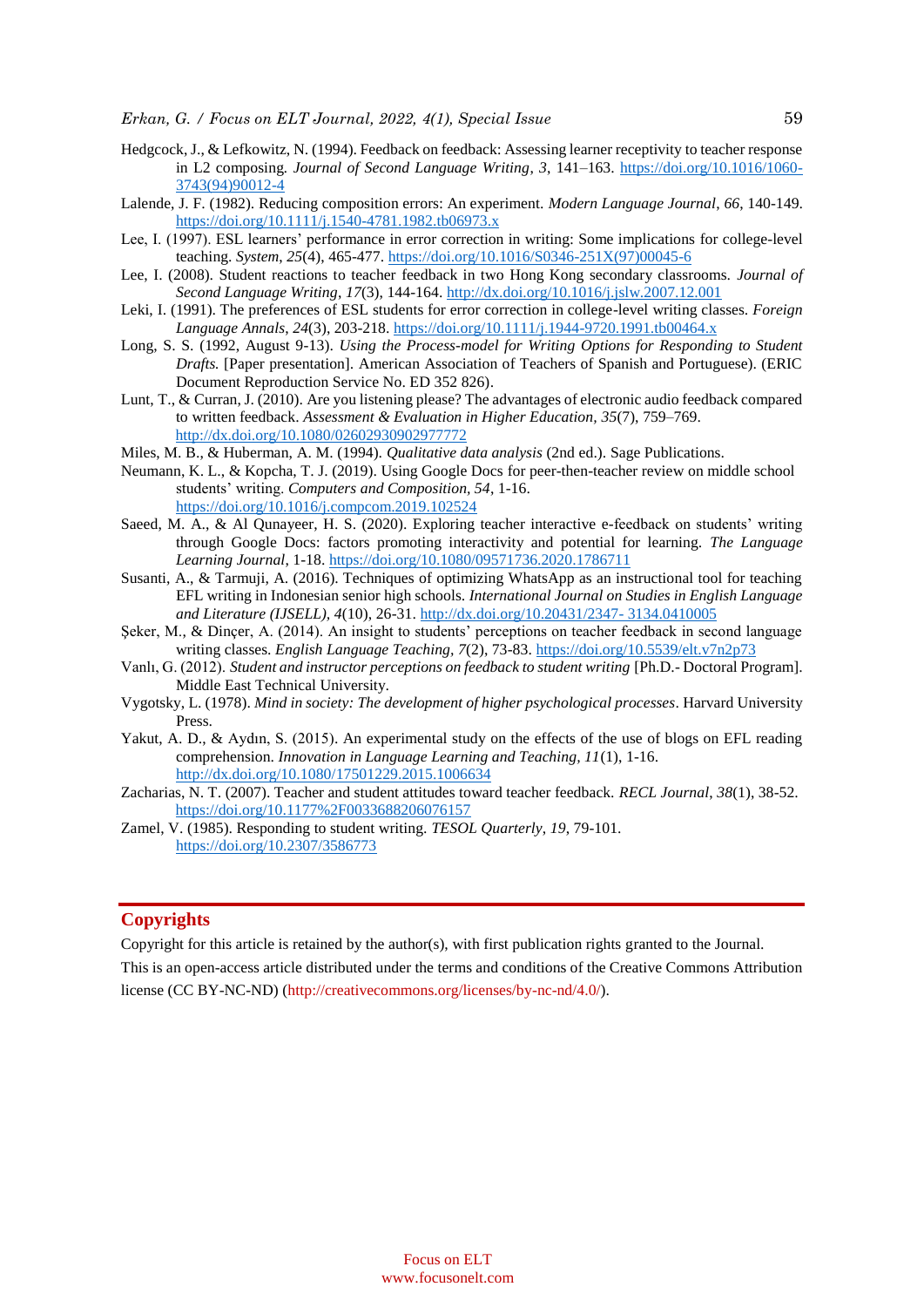Hedgcock, J., & Lefkowitz, N. (1994). Feedback on feedback: Assessing learner receptivity to teacher response in L2 composing. *Journal of Second Language Writing*, *3*, 141–163. https://doi.org/10.1016/1060-3743(94)90012-4

Lalende, J. F. (1982). Reducing composition errors: An experiment. *Modern Language Journal*, *66*, 140-149. https://doi.org/10.1111/j.1540-4781.1982.tb06973.x

Lee, I. (1997). ESL learners' performance in error correction in writing: Some implications for college-level teaching. *System, 25*(4), 465-477. https://doi.org/10.1016/S0346-251X(97)00045-6

Lee, I. (2008). Student reactions to teacher feedback in two Hong Kong secondary classrooms. *Journal of Second Language Writing*, *17*(3), 144-164. http://dx.doi.org/10.1016/j.jslw.2007.12.001

Leki, I. (1991). The preferences of ESL students for error correction in college-level writing classes. *Foreign Language Annals*, *24*(3), 203-218. https://doi.org/10.1111/j.1944-9720.1991.tb00464.x

Long, S. S. (1992, August 9-13). *Using the Process-model for Writing Options for Responding to Student Drafts.* [Paper presentation]. American Association of Teachers of Spanish and Portuguese). (ERIC Document Reproduction Service No. ED 352 826).

Lunt, T., & Curran, J. (2010). Are you listening please? The advantages of electronic audio feedback compared to written feedback. *Assessment & Evaluation in Higher Education, 35*(7), 759–769. http://dx.doi.org/10.1080/02602930902977772

Miles, M. B., & Huberman, A. M. (1994). *Qualitative data analysis* (2nd ed.). Sage Publications.

Neumann, K. L., & Kopcha, T. J. (2019). Using Google Docs for peer-then-teacher review on middle school students' writing. *Computers and Composition, 54*, 1-16. https://doi.org/10.1016/j.compcom.2019.102524

Saeed, M. A., & Al Qunayeer, H. S. (2020). Exploring teacher interactive e-feedback on students' writing through Google Docs: factors promoting interactivity and potential for learning. *The Language Learning Journal*, 1-18. https://doi.org/10.1080/09571736.2020.1786711

Susanti, A., & Tarmuji, A. (2016). Techniques of optimizing WhatsApp as an instructional tool for teaching EFL writing in Indonesian senior high schools. *International Journal on Studies in English Language and Literature (IJSELL), 4*(10), 26-31. http://dx.doi.org/10.20431/2347- 3134.0410005

Şeker, M., & Dinçer, A. (2014). An insight to students' perceptions on teacher feedback in second language writing classes. *English Language Teaching*, *7*(2), 73-83. https://doi.org/10.5539/elt.v7n2p73

Vanlı, G. (2012). *Student and instructor perceptions on feedback to student writing* [Ph.D.- Doctoral Program]. Middle East Technical University.

Vygotsky, L. (1978). *Mind in society: The development of higher psychological processes*. Harvard University Press.

Yakut, A. D., & Aydın, S. (2015). An experimental study on the effects of the use of blogs on EFL reading comprehension. *Innovation in Language Learning and Teaching, 11*(1), 1-16. http://dx.doi.org/10.1080/17501229.2015.1006634

Zacharias, N. T. (2007). Teacher and student attitudes toward teacher feedback. *RECL Journal*, *38*(1), 38-52. https://doi.org/10.1177%2F0033688206076157

Zamel, V. (1985). Responding to student writing. *TESOL Quarterly*, *19*, 79-101. https://doi.org/10.2307/3586773

## Copyrights

Copyright for this article is retained by the author(s), with first publication rights granted to the Journal.

This is an open-access article distributed under the terms and conditions of the Creative Commons Attribution license (CC BY-NC-ND) (http://creativecommons.org/licenses/by-nc-nd/4.0/).